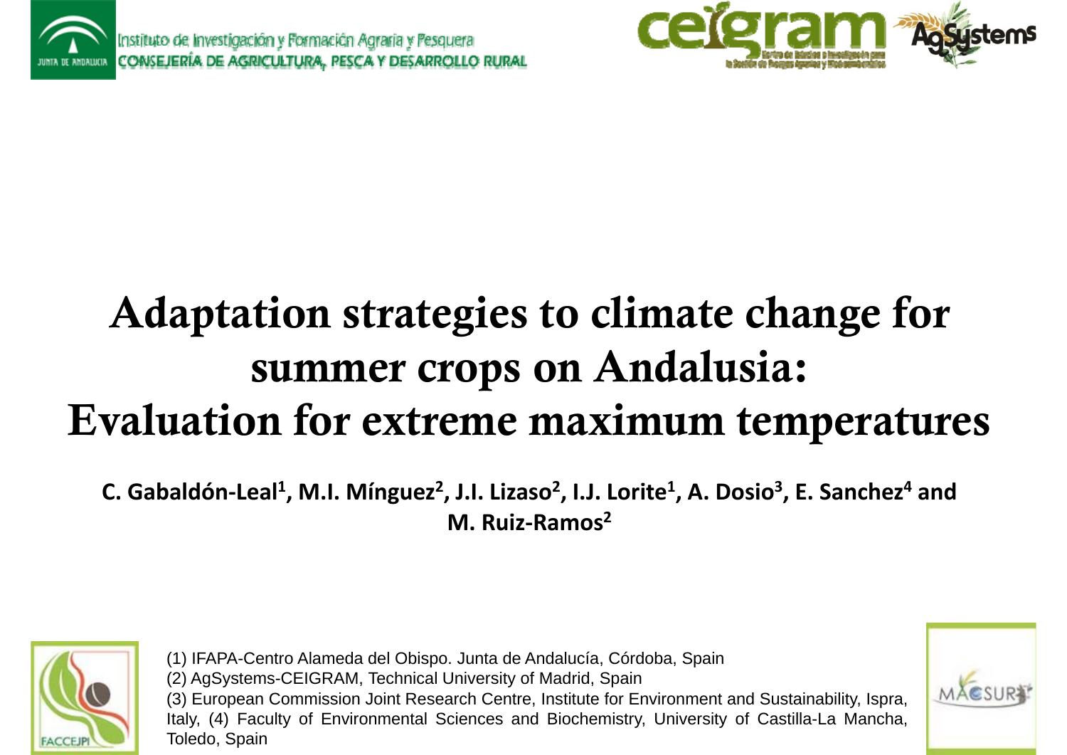Instituto de Investigación y Formación Agraria y Pesquera
CONSEJERÍA DE AGRICULTURA, PESCA Y DESARROLLO RURAL

# Adaptation strategies to climate change for summer crops on Andalusia: Evaluation for extreme maximum temperatures

**C. Gabaldón-Leal[1], M.I. Mínguez[2], J.I. Lizaso[2], I.J. Lorite[1], A. Dosio[3], E. Sanchez[4] and M. Ruiz-Ramos[2]**

(1) IFAPA-Centro Alameda del Obispo. Junta de Andalucía, Córdoba, Spain
(2) AgSystems-CEIGRAM, Technical University of Madrid, Spain
(3) European Commission Joint Research Centre, Institute for Environment and Sustainability, Ispra, Italy, (4) Faculty of Environmental Sciences and Biochemistry, University of Castilla-La Mancha, Toledo, Spain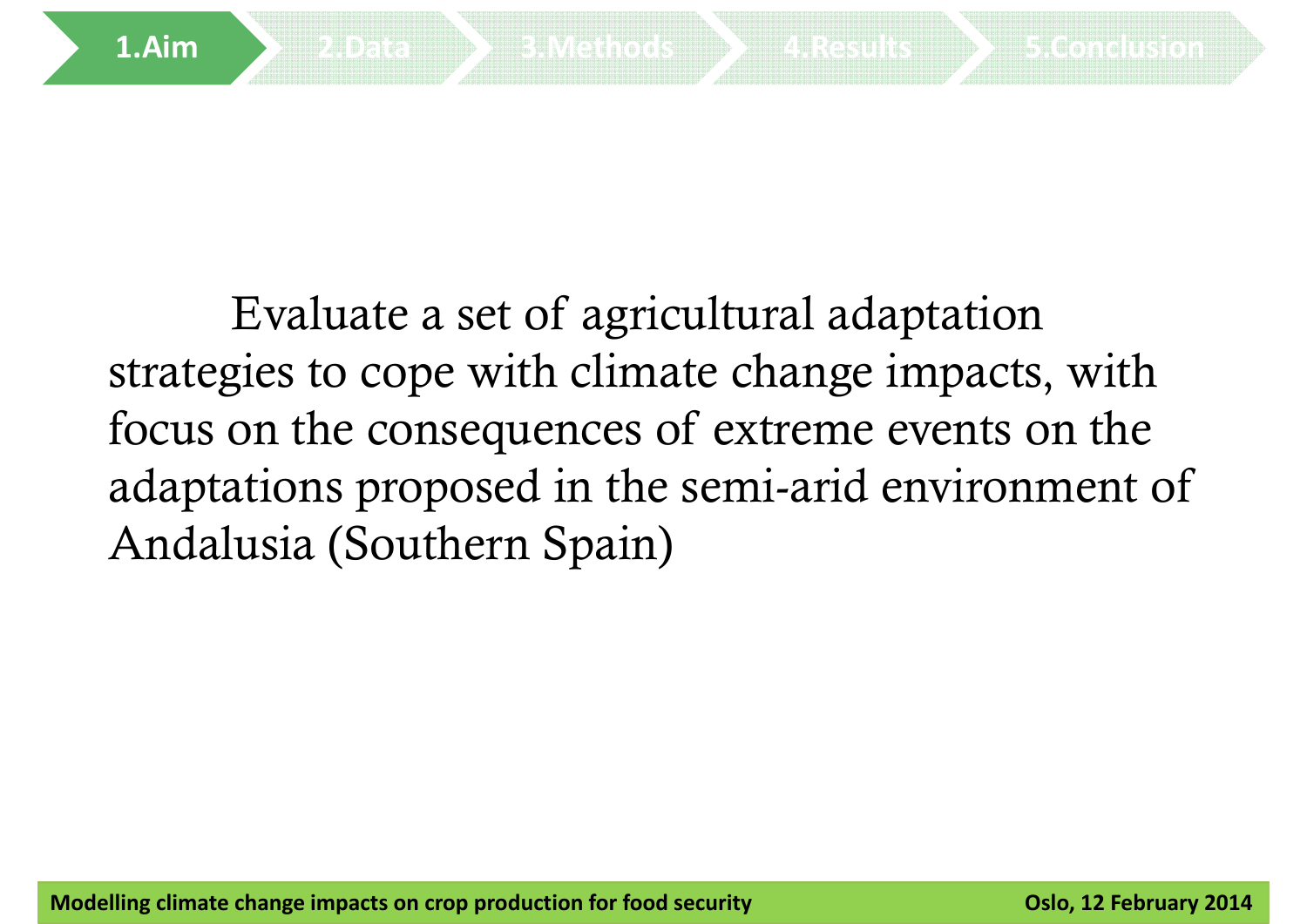## 1.Aim

Evaluate a set of agricultural adaptation strategies to cope with climate change impacts, with focus on the consequences of extreme events on the adaptations proposed in the semi-arid environment of Andalusia (Southern Spain)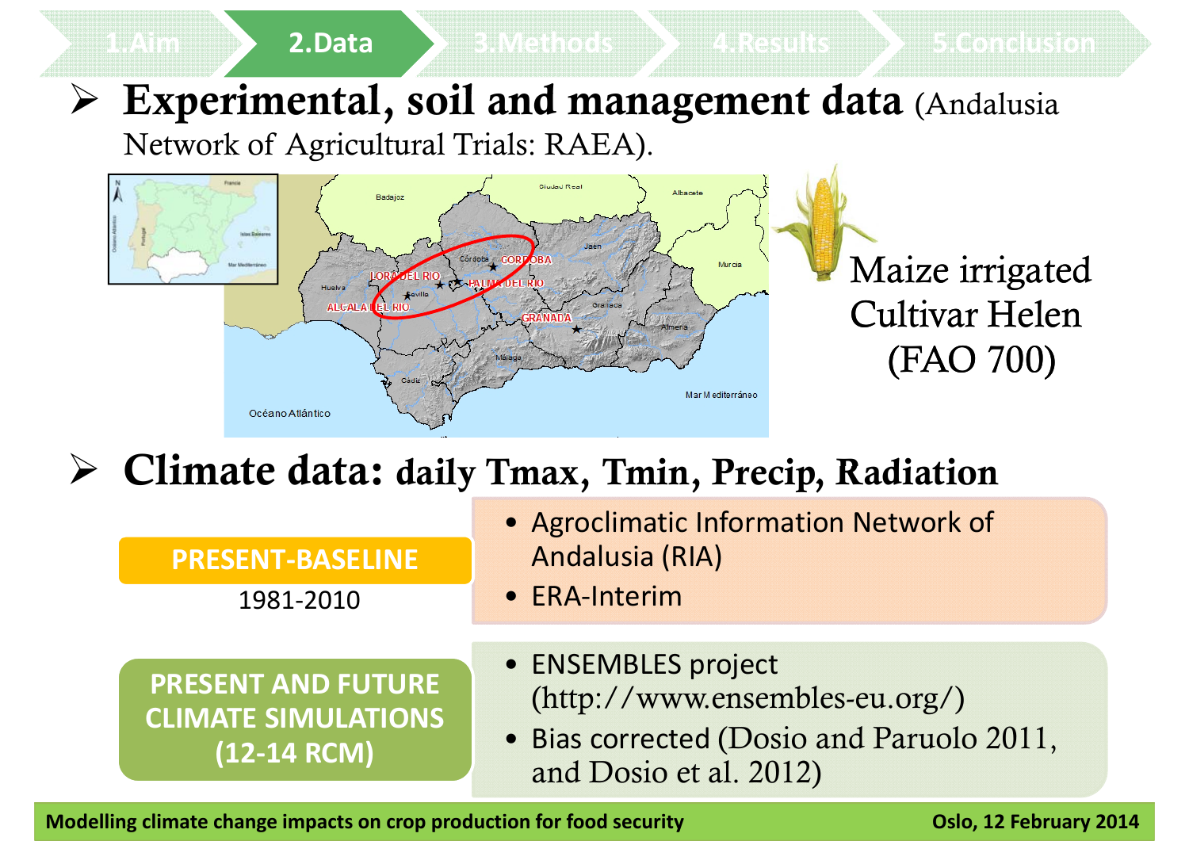1.Aim | **2.Data** | 3.Methods | 4.Results | 5.Conclusion

- **Experimental, soil and management data** (Andalusia Network of Agricultural Trials: RAEA).

Maize irrigated
Cultivar Helen
(FAO 700)

- **Climate data: daily Tmax, Tmin, Precip, Radiation**

**PRESENT-BASELINE**
1981-2010

- Agroclimatic Information Network of Andalusia (RIA)
- ERA-Interim

**PRESENT AND FUTURE CLIMATE SIMULATIONS (12-14 RCM)**

- ENSEMBLES project (http://www.ensembles-eu.org/)
- Bias corrected (Dosio and Paruolo 2011, and Dosio et al. 2012)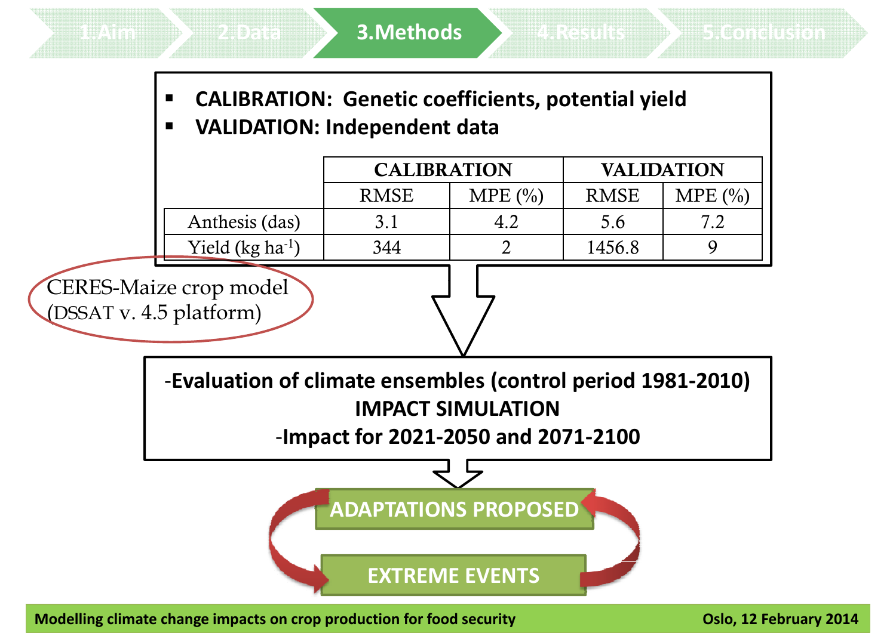1.Aim | 2.Data | **3.Methods** | 4.Results | 5.Conclusion

- **CALIBRATION: Genetic coefficients, potential yield**
- **VALIDATION: Independent data**

| | CALIBRATION | | VALIDATION | |
|---|---|---|---|---|
| | RMSE | MPE (%) | RMSE | MPE (%) |
| Anthesis (das) | 3.1 | 4.2 | 5.6 | 7.2 |
| Yield (kg ha$^{-1}$) | 344 | 2 | 1456.8 | 9 |

CERES-Maize crop model (DSSAT v. 4.5 platform)

**-Evaluation of climate ensembles (control period 1981-2010)**
**IMPACT SIMULATION**
**-Impact for 2021-2050 and 2071-2100**

**ADAPTATIONS PROPOSED**

**EXTREME EVENTS**

Modelling climate change impacts on crop production for food security — Oslo, 12 February 2014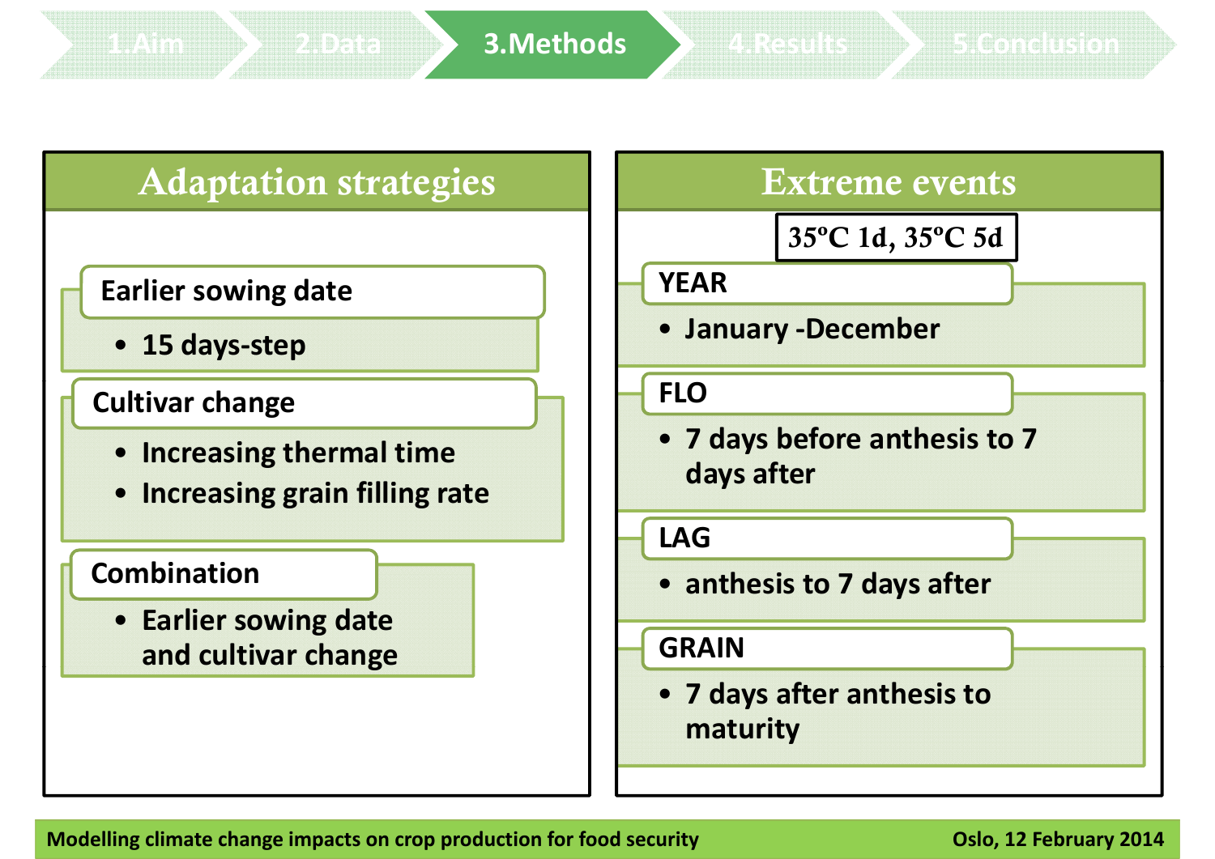1.Aim | 2.Data | **3.Methods** | 4.Results | 5.Conclusion

## Adaptation strategies

### Earlier sowing date

- 15 days-step

### Cultivar change

- Increasing thermal time
- Increasing grain filling rate

### Combination

- Earlier sowing date and cultivar change

## Extreme events

**35ºC 1d, 35ºC 5d**

### YEAR

- January -December

### FLO

- 7 days before anthesis to 7 days after

### LAG

- anthesis to 7 days after

### GRAIN

- 7 days after anthesis to maturity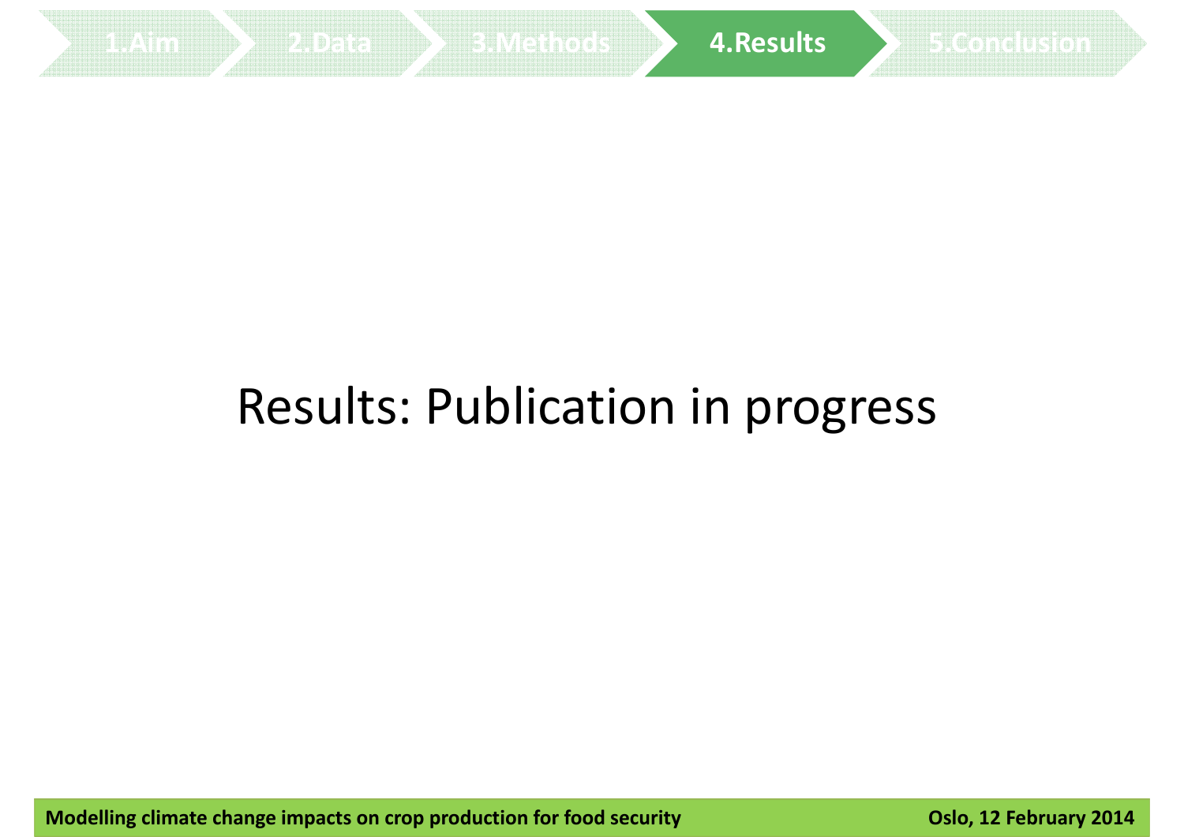Results: Publication in progress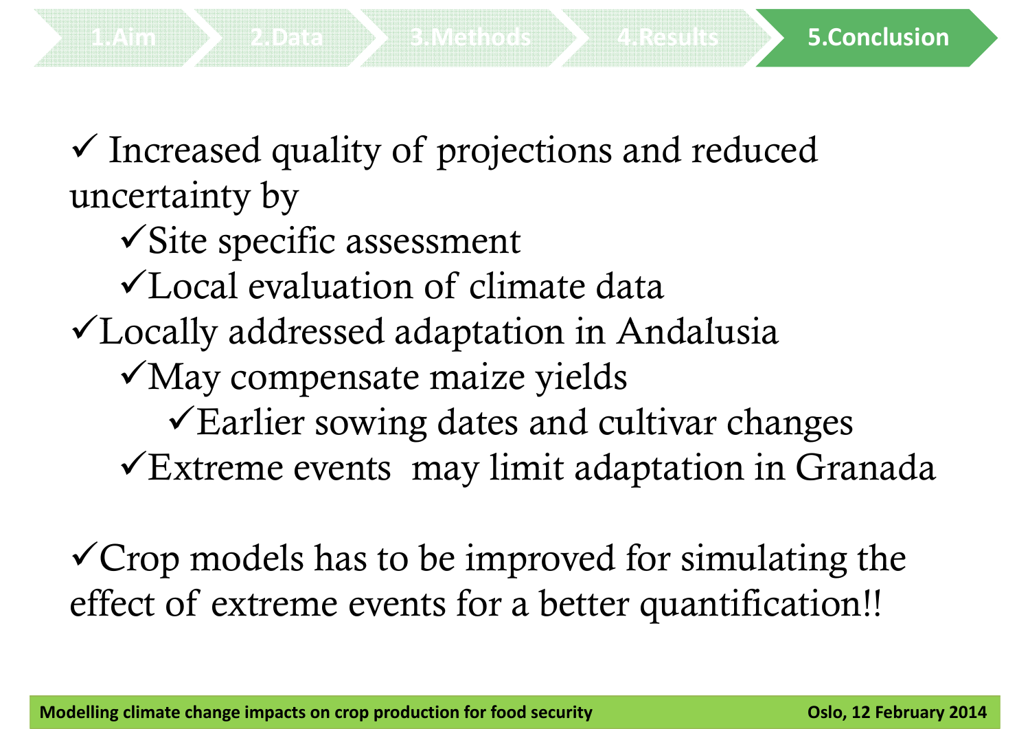1.Aim | 2.Data | 3.Methods | 4.Results | **5.Conclusion**

- ✓ Increased quality of projections and reduced uncertainty by
  - ✓Site specific assessment
  - ✓Local evaluation of climate data
- ✓Locally addressed adaptation in Andalusia
  - ✓May compensate maize yields
    - ✓Earlier sowing dates and cultivar changes
  - ✓Extreme events may limit adaptation in Granada

✓Crop models has to be improved for simulating the effect of extreme events for a better quantification!!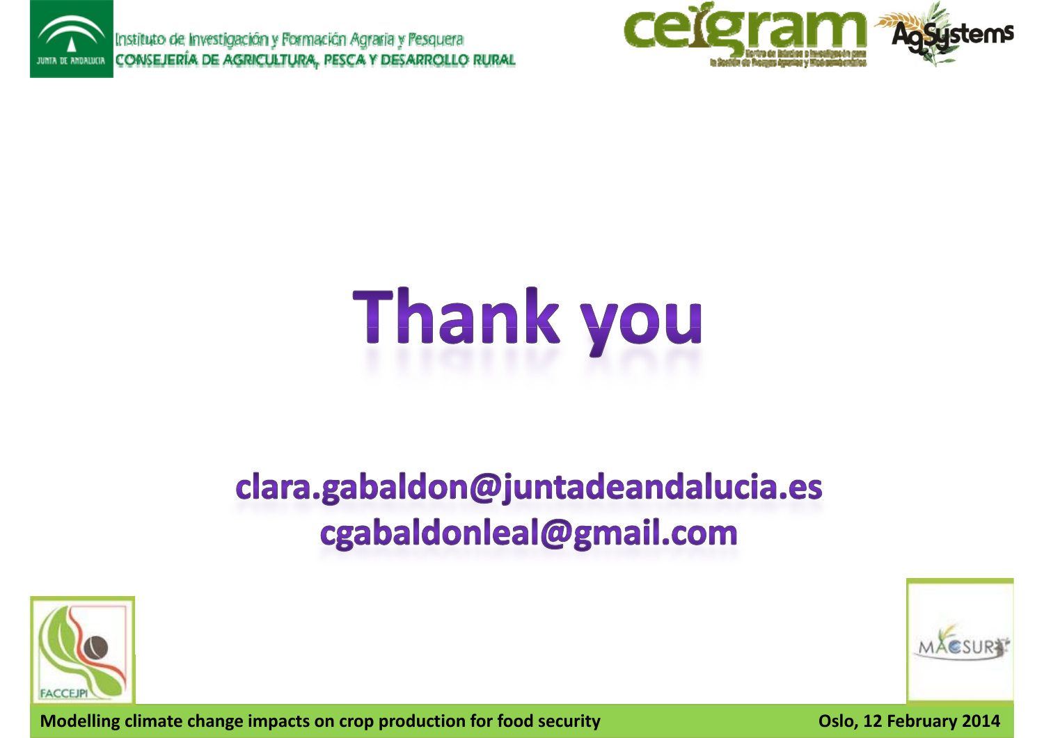# Thank you

**clara.gabaldon@juntadeandalucia.es**
**cgabaldonleal@gmail.com**